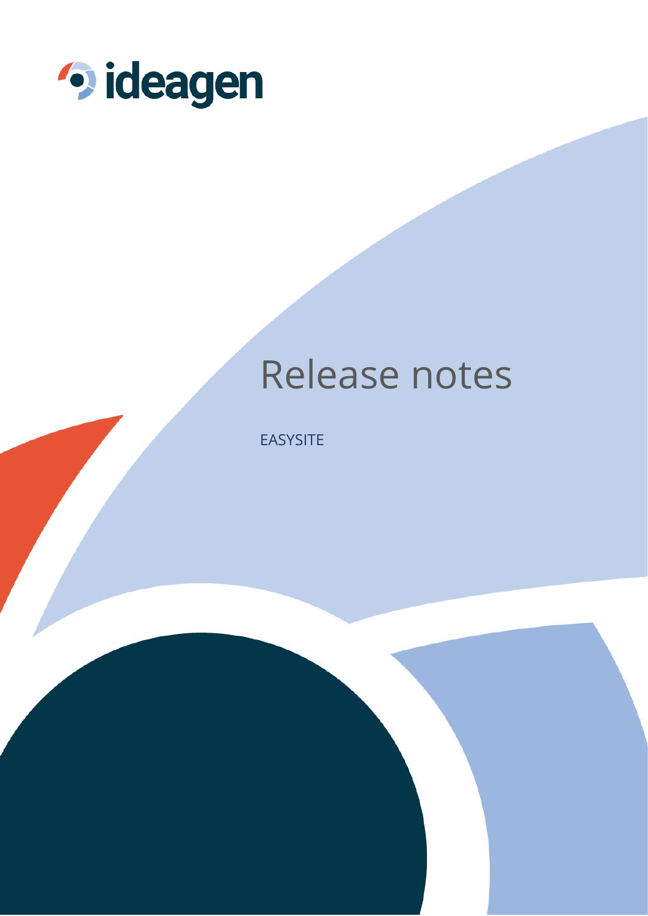ideagen

# Release notes

EASYSITE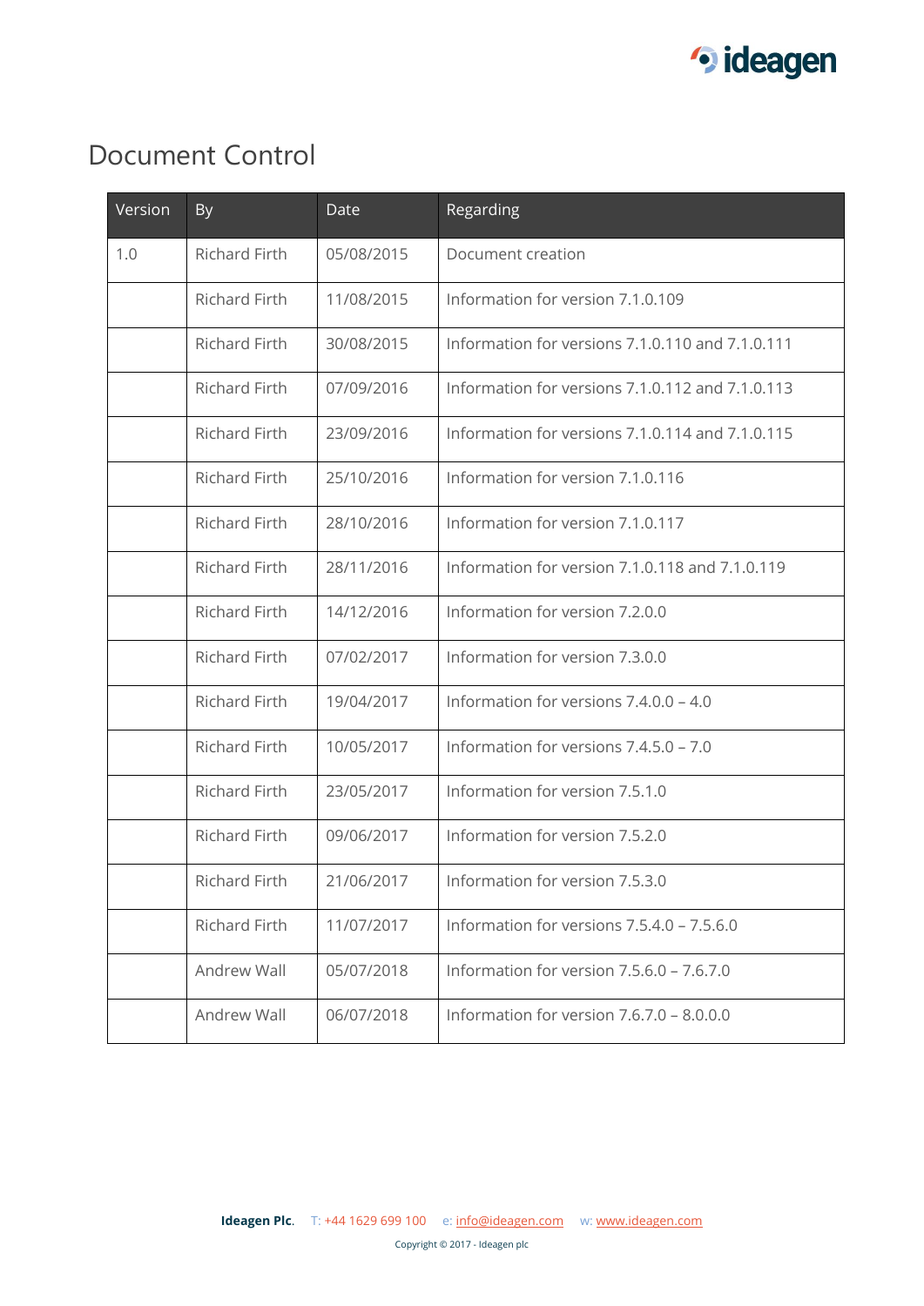# Document Control

| Version | By | Date | Regarding |
|---|---|---|---|
| 1.0 | Richard Firth | 05/08/2015 | Document creation |
| | Richard Firth | 11/08/2015 | Information for version 7.1.0.109 |
| | Richard Firth | 30/08/2015 | Information for versions 7.1.0.110 and 7.1.0.111 |
| | Richard Firth | 07/09/2016 | Information for versions 7.1.0.112 and 7.1.0.113 |
| | Richard Firth | 23/09/2016 | Information for versions 7.1.0.114 and 7.1.0.115 |
| | Richard Firth | 25/10/2016 | Information for version 7.1.0.116 |
| | Richard Firth | 28/10/2016 | Information for version 7.1.0.117 |
| | Richard Firth | 28/11/2016 | Information for version 7.1.0.118 and 7.1.0.119 |
| | Richard Firth | 14/12/2016 | Information for version 7.2.0.0 |
| | Richard Firth | 07/02/2017 | Information for version 7.3.0.0 |
| | Richard Firth | 19/04/2017 | Information for versions 7.4.0.0 – 4.0 |
| | Richard Firth | 10/05/2017 | Information for versions 7.4.5.0 – 7.0 |
| | Richard Firth | 23/05/2017 | Information for version 7.5.1.0 |
| | Richard Firth | 09/06/2017 | Information for version 7.5.2.0 |
| | Richard Firth | 21/06/2017 | Information for version 7.5.3.0 |
| | Richard Firth | 11/07/2017 | Information for versions 7.5.4.0 – 7.5.6.0 |
| | Andrew Wall | 05/07/2018 | Information for version 7.5.6.0 – 7.6.7.0 |
| | Andrew Wall | 06/07/2018 | Information for version 7.6.7.0 – 8.0.0.0 |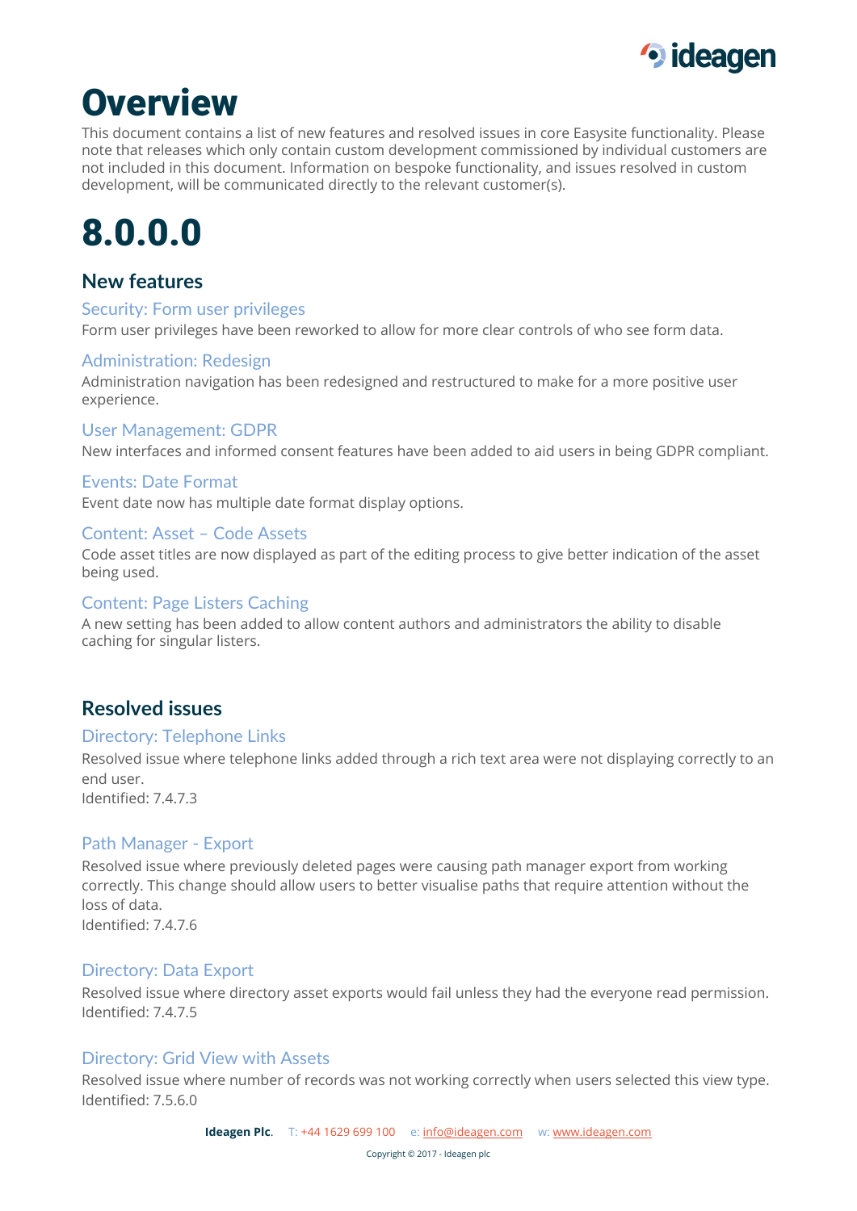# Overview

This document contains a list of new features and resolved issues in core Easysite functionality. Please note that releases which only contain custom development commissioned by individual customers are not included in this document. Information on bespoke functionality, and issues resolved in custom development, will be communicated directly to the relevant customer(s).

# 8.0.0.0

## New features

### Security: Form user privileges

Form user privileges have been reworked to allow for more clear controls of who see form data.

### Administration: Redesign

Administration navigation has been redesigned and restructured to make for a more positive user experience.

### User Management: GDPR

New interfaces and informed consent features have been added to aid users in being GDPR compliant.

### Events: Date Format

Event date now has multiple date format display options.

### Content: Asset – Code Assets

Code asset titles are now displayed as part of the editing process to give better indication of the asset being used.

### Content: Page Listers Caching

A new setting has been added to allow content authors and administrators the ability to disable caching for singular listers.

## Resolved issues

### Directory: Telephone Links

Resolved issue where telephone links added through a rich text area were not displaying correctly to an end user.
Identified: 7.4.7.3

### Path Manager - Export

Resolved issue where previously deleted pages were causing path manager export from working correctly. This change should allow users to better visualise paths that require attention without the loss of data.
Identified: 7.4.7.6

### Directory: Data Export

Resolved issue where directory asset exports would fail unless they had the everyone read permission.
Identified: 7.4.7.5

### Directory: Grid View with Assets

Resolved issue where number of records was not working correctly when users selected this view type.
Identified: 7.5.6.0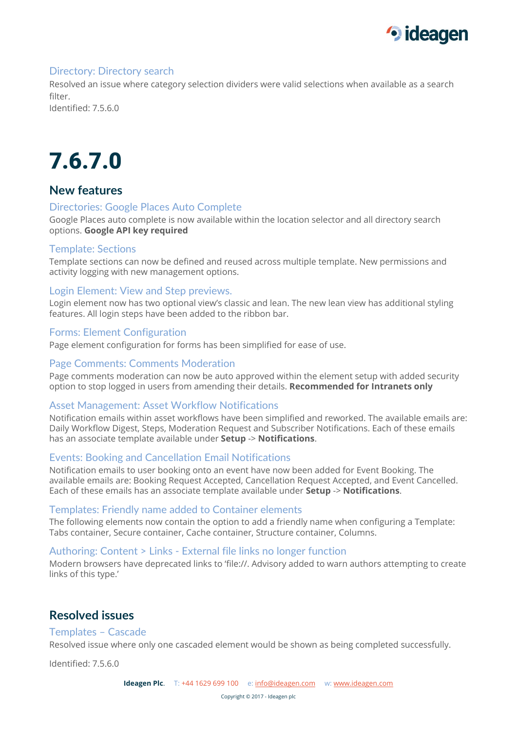### Directory: Directory search

Resolved an issue where category selection dividers were valid selections when available as a search filter.
Identified: 7.5.6.0

# 7.6.7.0

## New features

### Directories: Google Places Auto Complete

Google Places auto complete is now available within the location selector and all directory search options. **Google API key required**

### Template: Sections

Template sections can now be defined and reused across multiple template. New permissions and activity logging with new management options.

### Login Element: View and Step previews.

Login element now has two optional view's classic and lean. The new lean view has additional styling features. All login steps have been added to the ribbon bar.

### Forms: Element Configuration

Page element configuration for forms has been simplified for ease of use.

### Page Comments: Comments Moderation

Page comments moderation can now be auto approved within the element setup with added security option to stop logged in users from amending their details. **Recommended for Intranets only**

### Asset Management: Asset Workflow Notifications

Notification emails within asset workflows have been simplified and reworked. The available emails are: Daily Workflow Digest, Steps, Moderation Request and Subscriber Notifications. Each of these emails has an associate template available under **Setup** -> **Notifications**.

### Events: Booking and Cancellation Email Notifications

Notification emails to user booking onto an event have now been added for Event Booking. The available emails are: Booking Request Accepted, Cancellation Request Accepted, and Event Cancelled. Each of these emails has an associate template available under **Setup** -> **Notifications**.

### Templates: Friendly name added to Container elements

The following elements now contain the option to add a friendly name when configuring a Template: Tabs container, Secure container, Cache container, Structure container, Columns.

### Authoring: Content > Links - External file links no longer function

Modern browsers have deprecated links to 'file://. Advisory added to warn authors attempting to create links of this type.'

## Resolved issues

### Templates – Cascade

Resolved issue where only one cascaded element would be shown as being completed successfully.

Identified: 7.5.6.0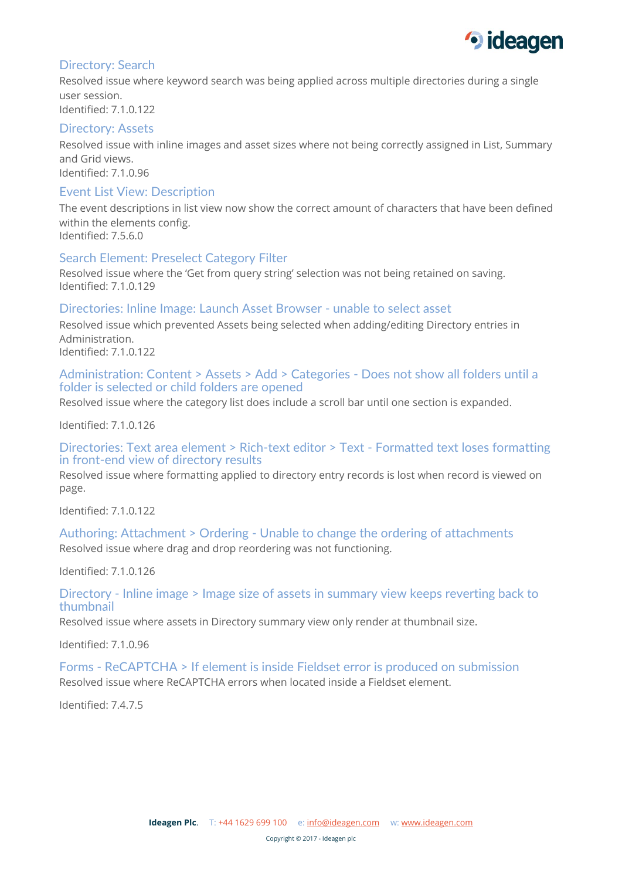### Directory: Search

Resolved issue where keyword search was being applied across multiple directories during a single user session.
Identified: 7.1.0.122

### Directory: Assets

Resolved issue with inline images and asset sizes where not being correctly assigned in List, Summary and Grid views.
Identified: 7.1.0.96

### Event List View: Description

The event descriptions in list view now show the correct amount of characters that have been defined within the elements config.
Identified: 7.5.6.0

### Search Element: Preselect Category Filter

Resolved issue where the 'Get from query string' selection was not being retained on saving.
Identified: 7.1.0.129

### Directories: Inline Image: Launch Asset Browser - unable to select asset

Resolved issue which prevented Assets being selected when adding/editing Directory entries in Administration.
Identified: 7.1.0.122

### Administration: Content > Assets > Add > Categories - Does not show all folders until a folder is selected or child folders are opened

Resolved issue where the category list does include a scroll bar until one section is expanded.

Identified: 7.1.0.126

### Directories: Text area element > Rich-text editor > Text - Formatted text loses formatting in front-end view of directory results

Resolved issue where formatting applied to directory entry records is lost when record is viewed on page.

Identified: 7.1.0.122

### Authoring: Attachment > Ordering - Unable to change the ordering of attachments

Resolved issue where drag and drop reordering was not functioning.

Identified: 7.1.0.126

### Directory - Inline image > Image size of assets in summary view keeps reverting back to thumbnail

Resolved issue where assets in Directory summary view only render at thumbnail size.

Identified: 7.1.0.96

### Forms - ReCAPTCHA > If element is inside Fieldset error is produced on submission

Resolved issue where ReCAPTCHA errors when located inside a Fieldset element.

Identified: 7.4.7.5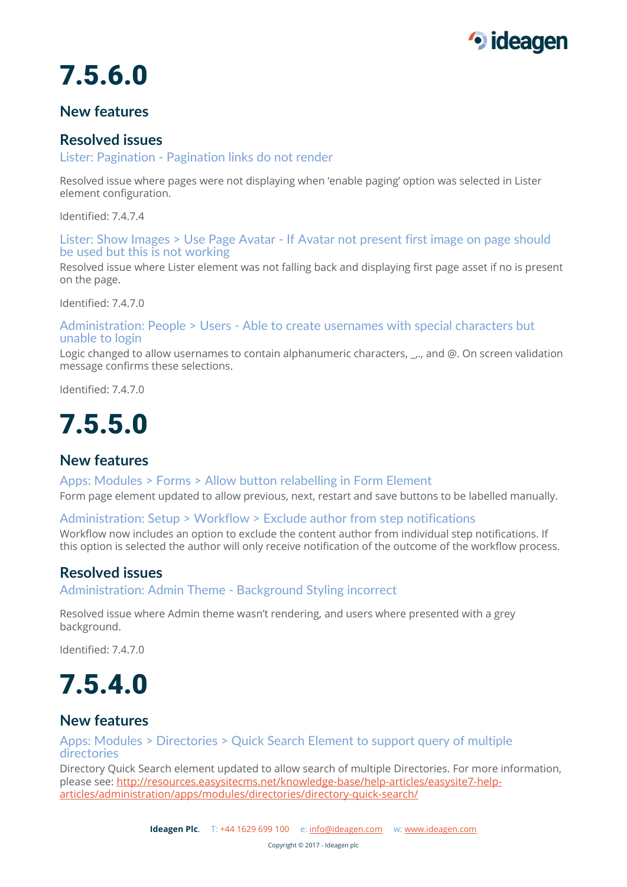# 7.5.6.0

## New features

## Resolved issues

### Lister: Pagination - Pagination links do not render

Resolved issue where pages were not displaying when 'enable paging' option was selected in Lister element configuration.

Identified: 7.4.7.4

### Lister: Show Images > Use Page Avatar - If Avatar not present first image on page should be used but this is not working

Resolved issue where Lister element was not falling back and displaying first page asset if no is present on the page.

Identified: 7.4.7.0

### Administration: People > Users - Able to create usernames with special characters but unable to login

Logic changed to allow usernames to contain alphanumeric characters, _,., and @. On screen validation message confirms these selections.

Identified: 7.4.7.0

# 7.5.5.0

## New features

### Apps: Modules > Forms > Allow button relabelling in Form Element

Form page element updated to allow previous, next, restart and save buttons to be labelled manually.

### Administration: Setup > Workflow > Exclude author from step notifications

Workflow now includes an option to exclude the content author from individual step notifications. If this option is selected the author will only receive notification of the outcome of the workflow process.

## Resolved issues

### Administration: Admin Theme - Background Styling incorrect

Resolved issue where Admin theme wasn't rendering, and users where presented with a grey background.

Identified: 7.4.7.0

# 7.5.4.0

## New features

### Apps: Modules > Directories > Quick Search Element to support query of multiple directories

Directory Quick Search element updated to allow search of multiple Directories. For more information, please see: [http://resources.easysitecms.net/knowledge-base/help-articles/easysite7-help-articles/administration/apps/modules/directories/directory-quick-search/](http://resources.easysitecms.net/knowledge-base/help-articles/easysite7-help-articles/administration/apps/modules/directories/directory-quick-search/)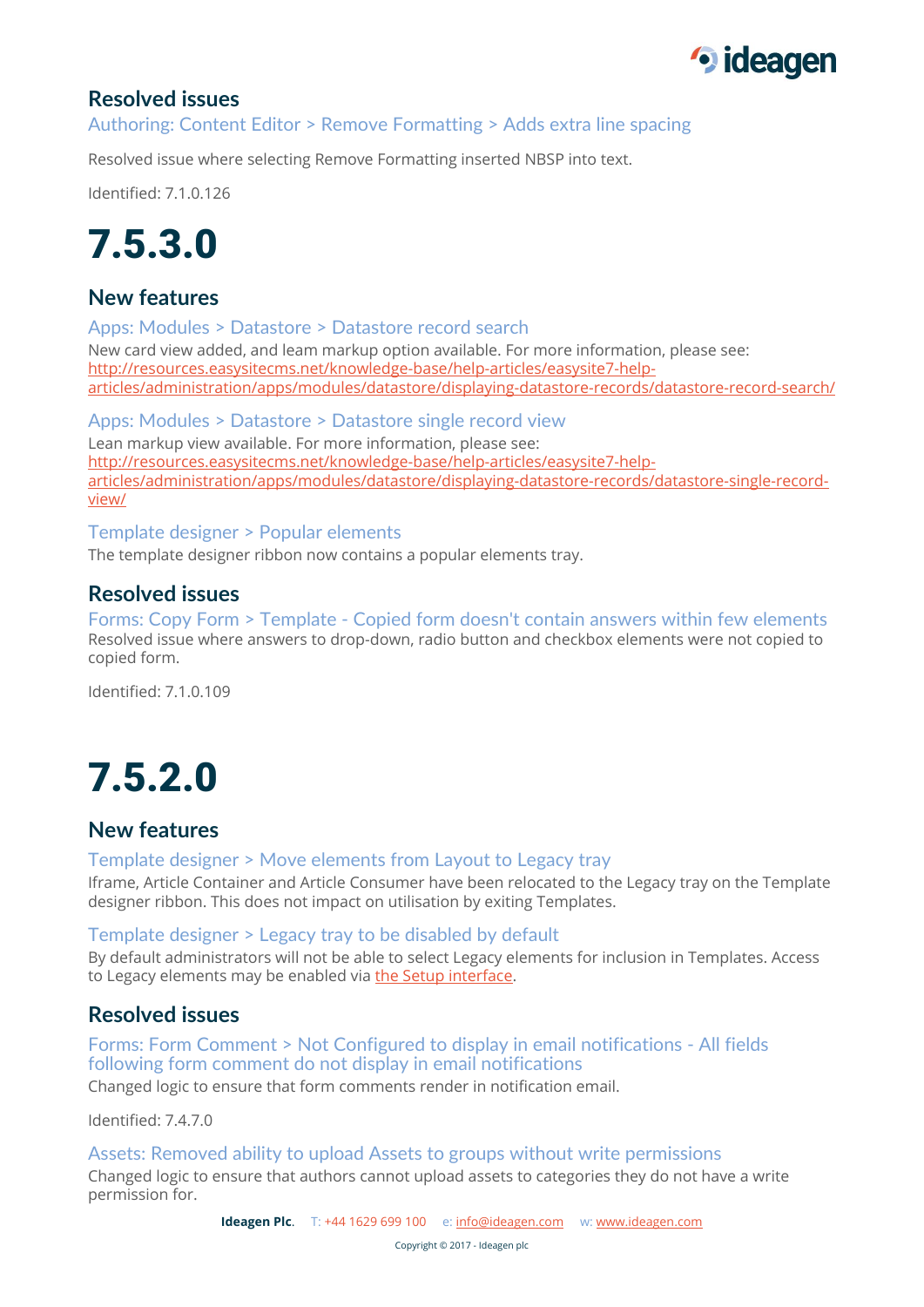## Resolved issues

### Authoring: Content Editor > Remove Formatting > Adds extra line spacing

Resolved issue where selecting Remove Formatting inserted NBSP into text.

Identified: 7.1.0.126

# 7.5.3.0

## New features

### Apps: Modules > Datastore > Datastore record search

New card view added, and leam markup option available. For more information, please see: http://resources.easysitecms.net/knowledge-base/help-articles/easysite7-help-articles/administration/apps/modules/datastore/displaying-datastore-records/datastore-record-search/

### Apps: Modules > Datastore > Datastore single record view

Lean markup view available. For more information, please see: http://resources.easysitecms.net/knowledge-base/help-articles/easysite7-help-articles/administration/apps/modules/datastore/displaying-datastore-records/datastore-single-record-view/

### Template designer > Popular elements

The template designer ribbon now contains a popular elements tray.

## Resolved issues

### Forms: Copy Form > Template - Copied form doesn't contain answers within few elements

Resolved issue where answers to drop-down, radio button and checkbox elements were not copied to copied form.

Identified: 7.1.0.109

# 7.5.2.0

## New features

### Template designer > Move elements from Layout to Legacy tray

Iframe, Article Container and Article Consumer have been relocated to the Legacy tray on the Template designer ribbon. This does not impact on utilisation by exiting Templates.

### Template designer > Legacy tray to be disabled by default

By default administrators will not be able to select Legacy elements for inclusion in Templates. Access to Legacy elements may be enabled via the Setup interface.

## Resolved issues

### Forms: Form Comment > Not Configured to display in email notifications - All fields following form comment do not display in email notifications

Changed logic to ensure that form comments render in notification email.

Identified: 7.4.7.0

### Assets: Removed ability to upload Assets to groups without write permissions

Changed logic to ensure that authors cannot upload assets to categories they do not have a write permission for.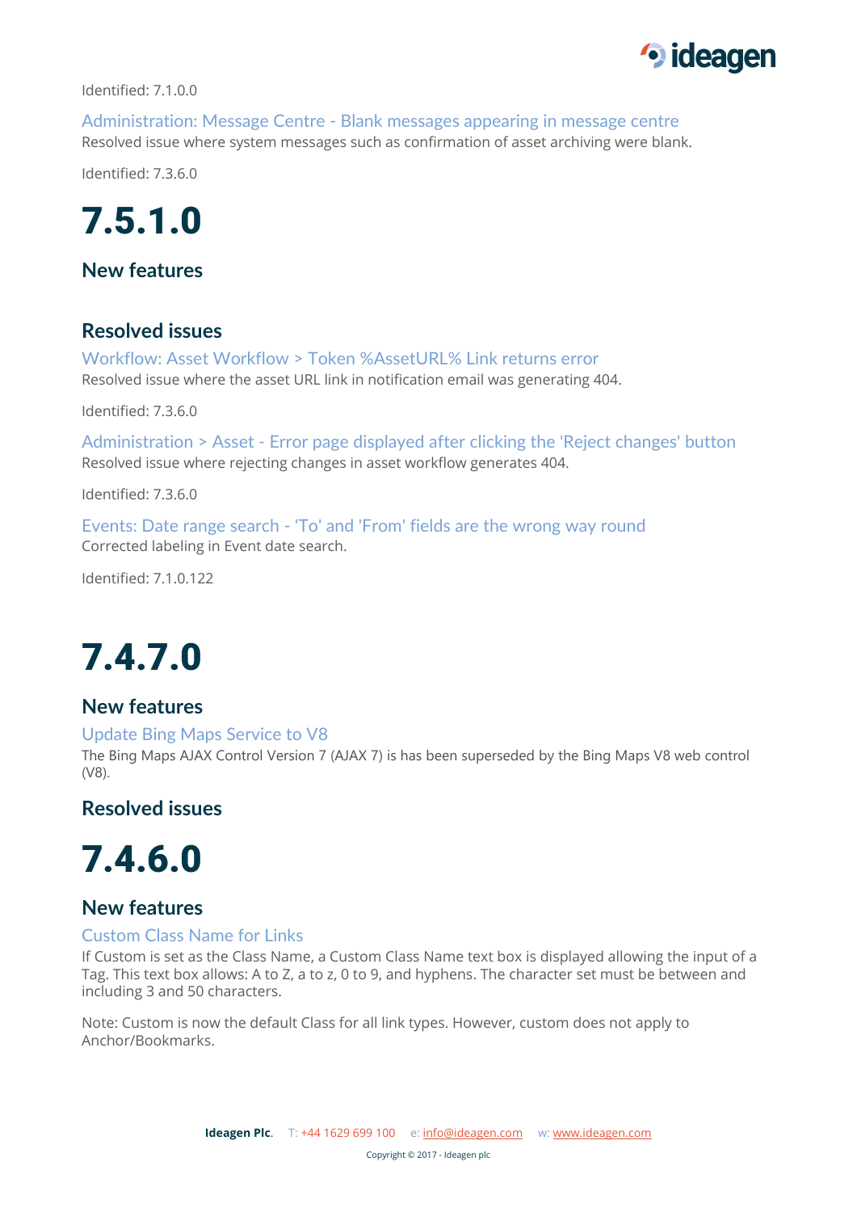Identified: 7.1.0.0

### Administration: Message Centre - Blank messages appearing in message centre

Resolved issue where system messages such as confirmation of asset archiving were blank.

Identified: 7.3.6.0

# 7.5.1.0

## New features

## Resolved issues

### Workflow: Asset Workflow > Token %AssetURL% Link returns error

Resolved issue where the asset URL link in notification email was generating 404.

Identified: 7.3.6.0

### Administration > Asset - Error page displayed after clicking the 'Reject changes' button

Resolved issue where rejecting changes in asset workflow generates 404.

Identified: 7.3.6.0

### Events: Date range search - 'To' and 'From' fields are the wrong way round

Corrected labeling in Event date search.

Identified: 7.1.0.122

# 7.4.7.0

## New features

### Update Bing Maps Service to V8

The Bing Maps AJAX Control Version 7 (AJAX 7) is has been superseded by the Bing Maps V8 web control (V8).

## Resolved issues

# 7.4.6.0

## New features

### Custom Class Name for Links

If Custom is set as the Class Name, a Custom Class Name text box is displayed allowing the input of a Tag. This text box allows: A to Z, a to z, 0 to 9, and hyphens. The character set must be between and including 3 and 50 characters.

Note: Custom is now the default Class for all link types. However, custom does not apply to Anchor/Bookmarks.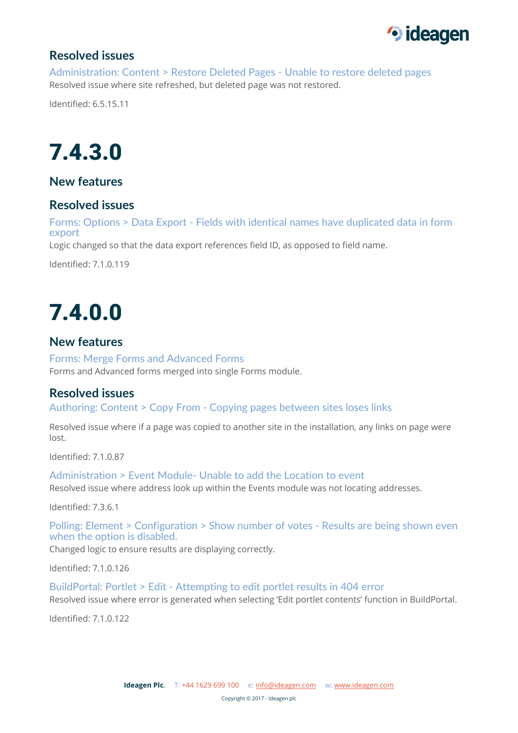## Resolved issues

Administration: Content > Restore Deleted Pages - Unable to restore deleted pages

Resolved issue where site refreshed, but deleted page was not restored.

Identified: 6.5.15.11

# 7.4.3.0

## New features

## Resolved issues

Forms: Options > Data Export - Fields with identical names have duplicated data in form export

Logic changed so that the data export references field ID, as opposed to field name.

Identified: 7.1.0.119

# 7.4.0.0

## New features

Forms: Merge Forms and Advanced Forms

Forms and Advanced forms merged into single Forms module.

## Resolved issues

Authoring: Content > Copy From - Copying pages between sites loses links

Resolved issue where if a page was copied to another site in the installation, any links on page were lost.

Identified: 7.1.0.87

Administration > Event Module- Unable to add the Location to event

Resolved issue where address look up within the Events module was not locating addresses.

Identified: 7.3.6.1

Polling: Element > Configuration > Show number of votes - Results are being shown even when the option is disabled.

Changed logic to ensure results are displaying correctly.

Identified: 7.1.0.126

BuildPortal: Portlet > Edit - Attempting to edit portlet results in 404 error

Resolved issue where error is generated when selecting 'Edit portlet contents' function in BuildPortal.

Identified: 7.1.0.122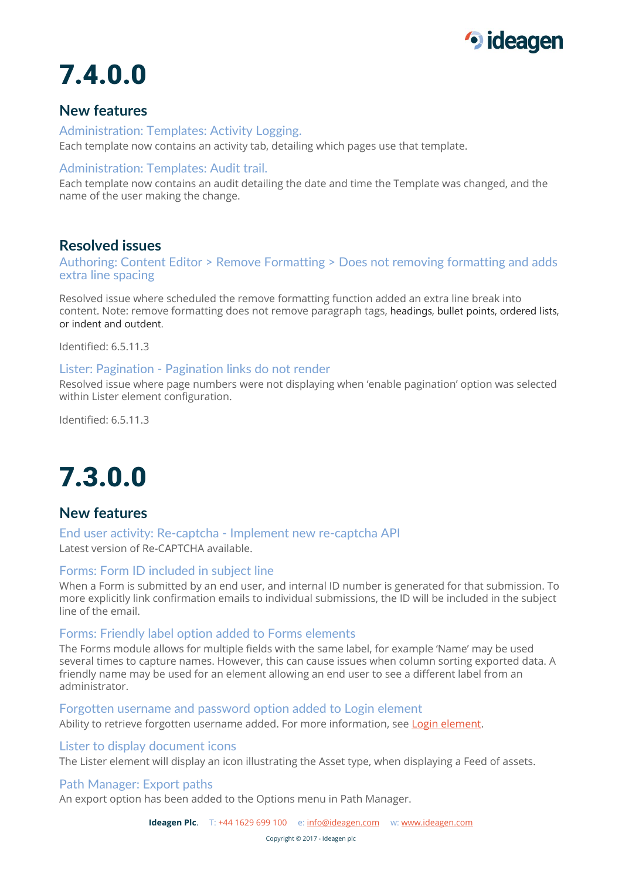# 7.4.0.0

## New features

### Administration: Templates: Activity Logging.

Each template now contains an activity tab, detailing which pages use that template.

### Administration: Templates: Audit trail.

Each template now contains an audit detailing the date and time the Template was changed, and the name of the user making the change.

## Resolved issues

### Authoring: Content Editor > Remove Formatting > Does not removing formatting and adds extra line spacing

Resolved issue where scheduled the remove formatting function added an extra line break into content. Note: remove formatting does not remove paragraph tags, headings, bullet points, ordered lists, or indent and outdent.

Identified: 6.5.11.3

### Lister: Pagination - Pagination links do not render

Resolved issue where page numbers were not displaying when 'enable pagination' option was selected within Lister element configuration.

Identified: 6.5.11.3

# 7.3.0.0

## New features

### End user activity: Re-captcha - Implement new re-captcha API

Latest version of Re-CAPTCHA available.

### Forms: Form ID included in subject line

When a Form is submitted by an end user, and internal ID number is generated for that submission. To more explicitly link confirmation emails to individual submissions, the ID will be included in the subject line of the email.

### Forms: Friendly label option added to Forms elements

The Forms module allows for multiple fields with the same label, for example 'Name' may be used several times to capture names. However, this can cause issues when column sorting exported data. A friendly name may be used for an element allowing an end user to see a different label from an administrator.

### Forgotten username and password option added to Login element

Ability to retrieve forgotten username added. For more information, see Login element.

### Lister to display document icons

The Lister element will display an icon illustrating the Asset type, when displaying a Feed of assets.

### Path Manager: Export paths

An export option has been added to the Options menu in Path Manager.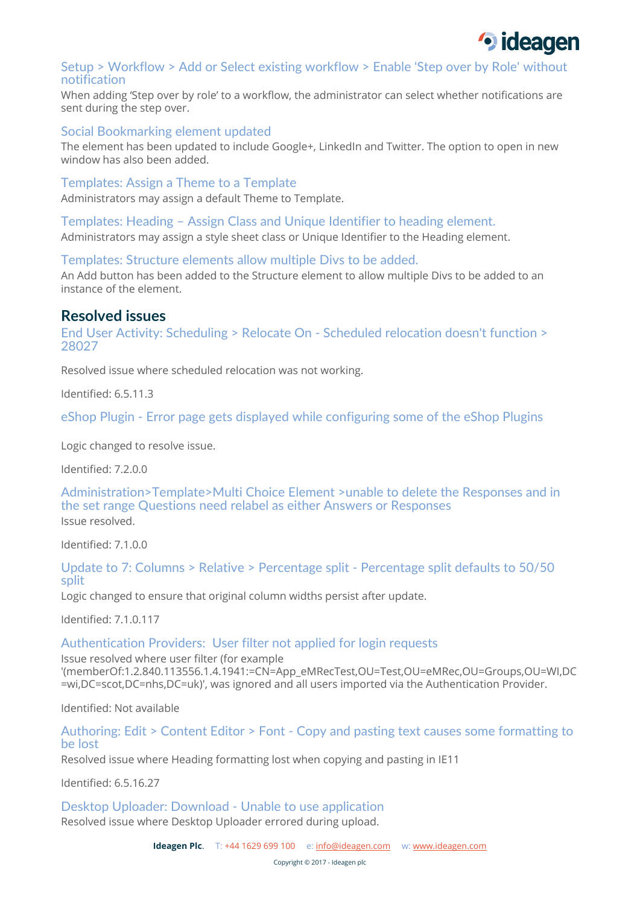### Setup > Workflow > Add or Select existing workflow > Enable 'Step over by Role' without notification

When adding 'Step over by role' to a workflow, the administrator can select whether notifications are sent during the step over.

### Social Bookmarking element updated

The element has been updated to include Google+, LinkedIn and Twitter. The option to open in new window has also been added.

### Templates: Assign a Theme to a Template

Administrators may assign a default Theme to Template.

### Templates: Heading – Assign Class and Unique Identifier to heading element.

Administrators may assign a style sheet class or Unique Identifier to the Heading element.

### Templates: Structure elements allow multiple Divs to be added.

An Add button has been added to the Structure element to allow multiple Divs to be added to an instance of the element.

## Resolved issues

### End User Activity: Scheduling > Relocate On - Scheduled relocation doesn't function > 28027

Resolved issue where scheduled relocation was not working.

Identified: 6.5.11.3

### eShop Plugin - Error page gets displayed while configuring some of the eShop Plugins

Logic changed to resolve issue.

Identified: 7.2.0.0

### Administration>Template>Multi Choice Element >unable to delete the Responses and in the set range Questions need relabel as either Answers or Responses

Issue resolved.

Identified: 7.1.0.0

### Update to 7: Columns > Relative > Percentage split - Percentage split defaults to 50/50 split

Logic changed to ensure that original column widths persist after update.

Identified: 7.1.0.117

### Authentication Providers: User filter not applied for login requests

Issue resolved where user filter (for example '(memberOf:1.2.840.113556.1.4.1941:=CN=App_eMRecTest,OU=Test,OU=eMRec,OU=Groups,OU=WI,DC=wi,DC=scot,DC=nhs,DC=uk)', was ignored and all users imported via the Authentication Provider.

Identified: Not available

### Authoring: Edit > Content Editor > Font - Copy and pasting text causes some formatting to be lost

Resolved issue where Heading formatting lost when copying and pasting in IE11

Identified: 6.5.16.27

### Desktop Uploader: Download - Unable to use application

Resolved issue where Desktop Uploader errored during upload.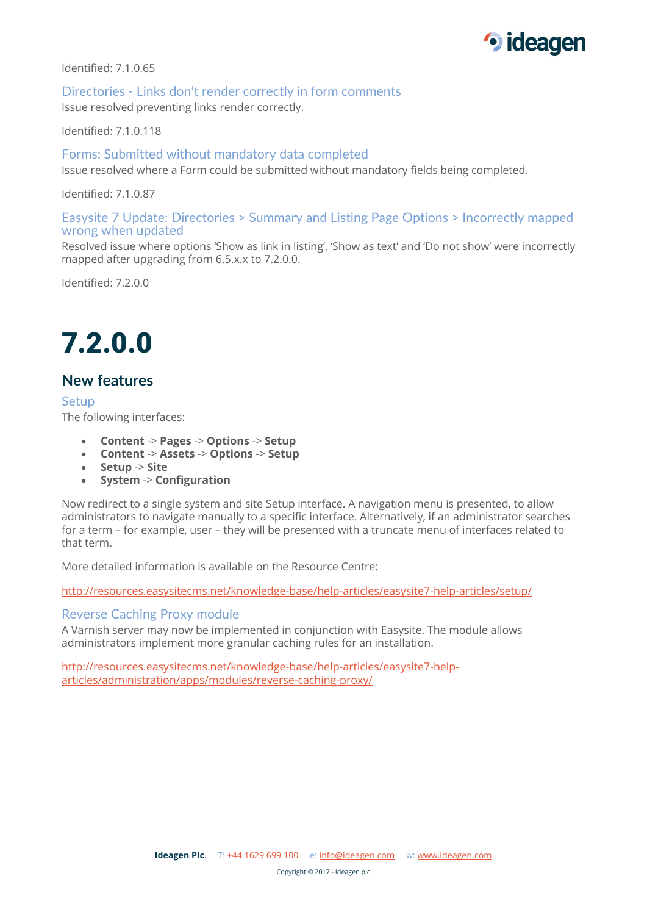Identified: 7.1.0.65

### Directories - Links don't render correctly in form comments

Issue resolved preventing links render correctly.

Identified: 7.1.0.118

### Forms: Submitted without mandatory data completed

Issue resolved where a Form could be submitted without mandatory fields being completed.

Identified: 7.1.0.87

### Easysite 7 Update: Directories > Summary and Listing Page Options > Incorrectly mapped wrong when updated

Resolved issue where options 'Show as link in listing', 'Show as text' and 'Do not show' were incorrectly mapped after upgrading from 6.5.x.x to 7.2.0.0.

Identified: 7.2.0.0

# 7.2.0.0

## New features

### Setup

The following interfaces:

- **Content** -> **Pages** -> **Options** -> **Setup**
- **Content** -> **Assets** -> **Options** -> **Setup**
- **Setup** -> **Site**
- **System** -> **Configuration**

Now redirect to a single system and site Setup interface. A navigation menu is presented, to allow administrators to navigate manually to a specific interface. Alternatively, if an administrator searches for a term – for example, user – they will be presented with a truncate menu of interfaces related to that term.

More detailed information is available on the Resource Centre:

http://resources.easysitecms.net/knowledge-base/help-articles/easysite7-help-articles/setup/

### Reverse Caching Proxy module

A Varnish server may now be implemented in conjunction with Easysite. The module allows administrators implement more granular caching rules for an installation.

http://resources.easysitecms.net/knowledge-base/help-articles/easysite7-help-articles/administration/apps/modules/reverse-caching-proxy/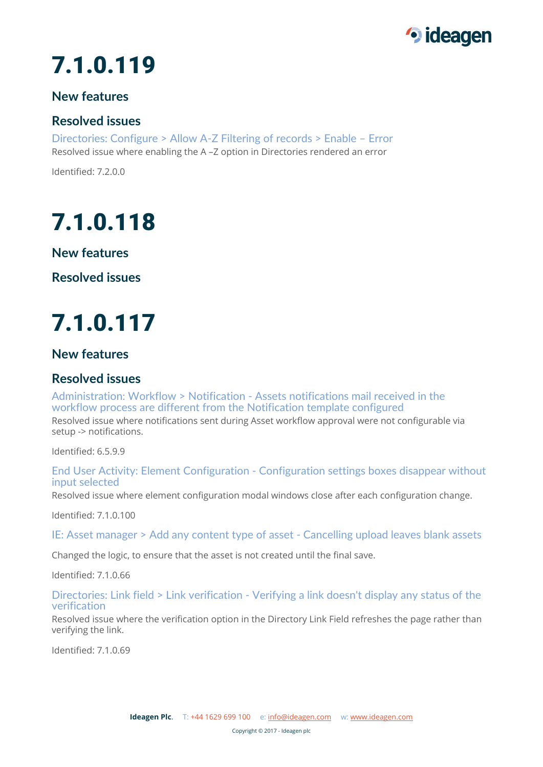# 7.1.0.119

## New features

## Resolved issues

### Directories: Configure > Allow A-Z Filtering of records > Enable – Error

Resolved issue where enabling the A –Z option in Directories rendered an error

Identified: 7.2.0.0

# 7.1.0.118

## New features

## Resolved issues

# 7.1.0.117

## New features

## Resolved issues

### Administration: Workflow > Notification - Assets notifications mail received in the workflow process are different from the Notification template configured

Resolved issue where notifications sent during Asset workflow approval were not configurable via setup -> notifications.

Identified: 6.5.9.9

### End User Activity: Element Configuration - Configuration settings boxes disappear without input selected

Resolved issue where element configuration modal windows close after each configuration change.

Identified: 7.1.0.100

### IE: Asset manager > Add any content type of asset - Cancelling upload leaves blank assets

Changed the logic, to ensure that the asset is not created until the final save.

Identified: 7.1.0.66

### Directories: Link field > Link verification - Verifying a link doesn't display any status of the verification

Resolved issue where the verification option in the Directory Link Field refreshes the page rather than verifying the link.

Identified: 7.1.0.69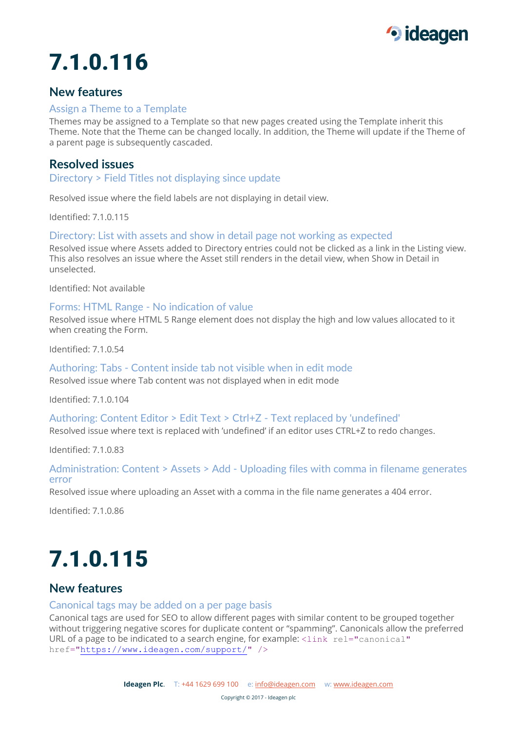# 7.1.0.116

## New features

### Assign a Theme to a Template

Themes may be assigned to a Template so that new pages created using the Template inherit this Theme. Note that the Theme can be changed locally. In addition, the Theme will update if the Theme of a parent page is subsequently cascaded.

## Resolved issues

### Directory > Field Titles not displaying since update

Resolved issue where the field labels are not displaying in detail view.

Identified: 7.1.0.115

### Directory: List with assets and show in detail page not working as expected

Resolved issue where Assets added to Directory entries could not be clicked as a link in the Listing view. This also resolves an issue where the Asset still renders in the detail view, when Show in Detail in unselected.

Identified: Not available

### Forms: HTML Range - No indication of value

Resolved issue where HTML 5 Range element does not display the high and low values allocated to it when creating the Form.

Identified: 7.1.0.54

### Authoring: Tabs - Content inside tab not visible when in edit mode

Resolved issue where Tab content was not displayed when in edit mode

Identified: 7.1.0.104

### Authoring: Content Editor > Edit Text > Ctrl+Z - Text replaced by 'undefined'

Resolved issue where text is replaced with 'undefined' if an editor uses CTRL+Z to redo changes.

Identified: 7.1.0.83

### Administration: Content > Assets > Add - Uploading files with comma in filename generates error

Resolved issue where uploading an Asset with a comma in the file name generates a 404 error.

Identified: 7.1.0.86

# 7.1.0.115

## New features

### Canonical tags may be added on a per page basis

Canonical tags are used for SEO to allow different pages with similar content to be grouped together without triggering negative scores for duplicate content or "spamming". Canonicals allow the preferred URL of a page to be indicated to a search engine, for example: `<link rel="canonical" href="https://www.ideagen.com/support/" />`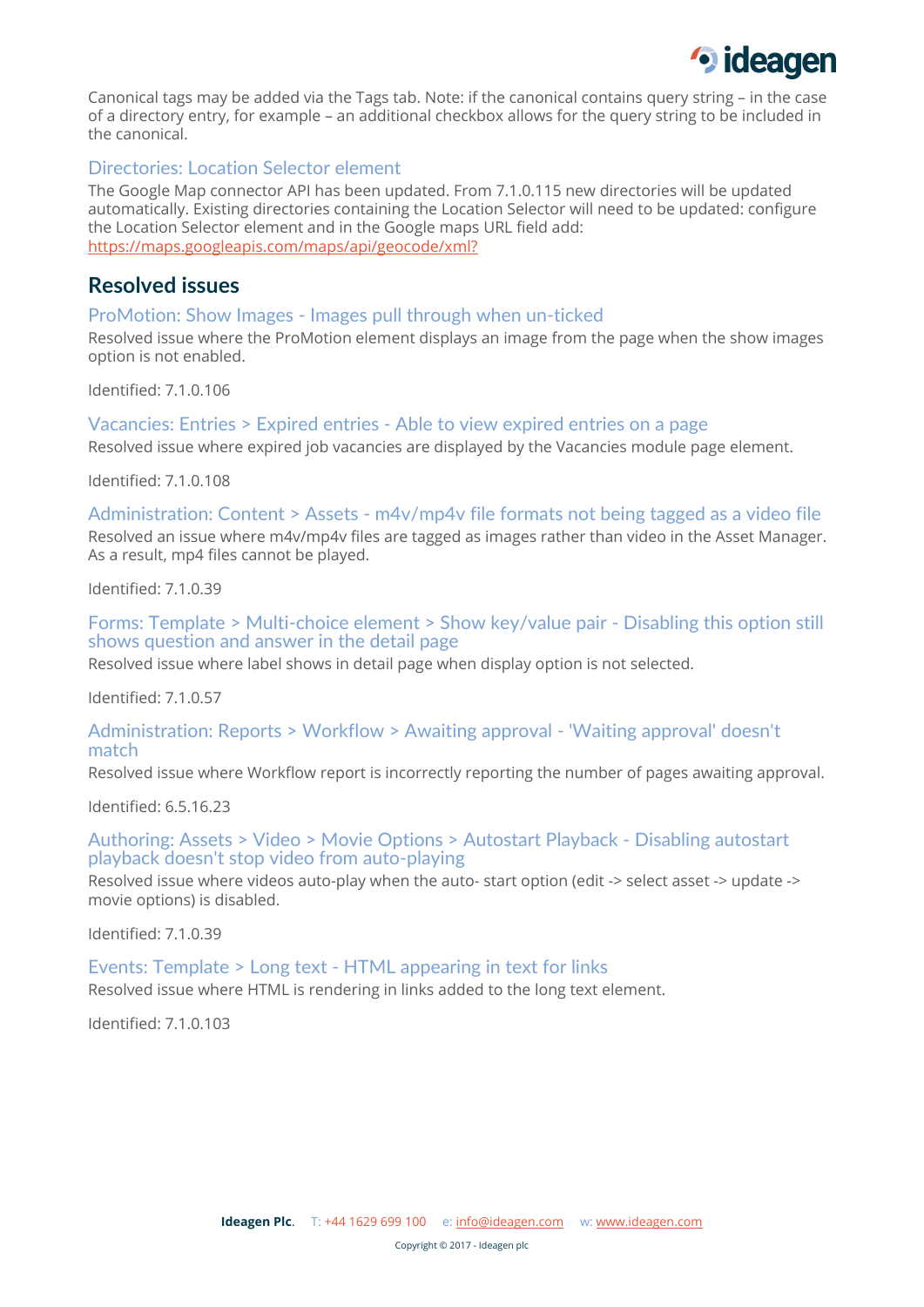Canonical tags may be added via the Tags tab. Note: if the canonical contains query string – in the case of a directory entry, for example – an additional checkbox allows for the query string to be included in the canonical.

### Directories: Location Selector element

The Google Map connector API has been updated. From 7.1.0.115 new directories will be updated automatically. Existing directories containing the Location Selector will need to be updated: configure the Location Selector element and in the Google maps URL field add: https://maps.googleapis.com/maps/api/geocode/xml?

## Resolved issues

### ProMotion: Show Images - Images pull through when un-ticked

Resolved issue where the ProMotion element displays an image from the page when the show images option is not enabled.

Identified: 7.1.0.106

### Vacancies: Entries > Expired entries - Able to view expired entries on a page

Resolved issue where expired job vacancies are displayed by the Vacancies module page element.

Identified: 7.1.0.108

### Administration: Content > Assets - m4v/mp4v file formats not being tagged as a video file

Resolved an issue where m4v/mp4v files are tagged as images rather than video in the Asset Manager. As a result, mp4 files cannot be played.

Identified: 7.1.0.39

### Forms: Template > Multi-choice element > Show key/value pair - Disabling this option still shows question and answer in the detail page

Resolved issue where label shows in detail page when display option is not selected.

Identified: 7.1.0.57

### Administration: Reports > Workflow > Awaiting approval - 'Waiting approval' doesn't match

Resolved issue where Workflow report is incorrectly reporting the number of pages awaiting approval.

Identified: 6.5.16.23

### Authoring: Assets > Video > Movie Options > Autostart Playback - Disabling autostart playback doesn't stop video from auto-playing

Resolved issue where videos auto-play when the auto- start option (edit -> select asset -> update -> movie options) is disabled.

Identified: 7.1.0.39

### Events: Template > Long text - HTML appearing in text for links

Resolved issue where HTML is rendering in links added to the long text element.

Identified: 7.1.0.103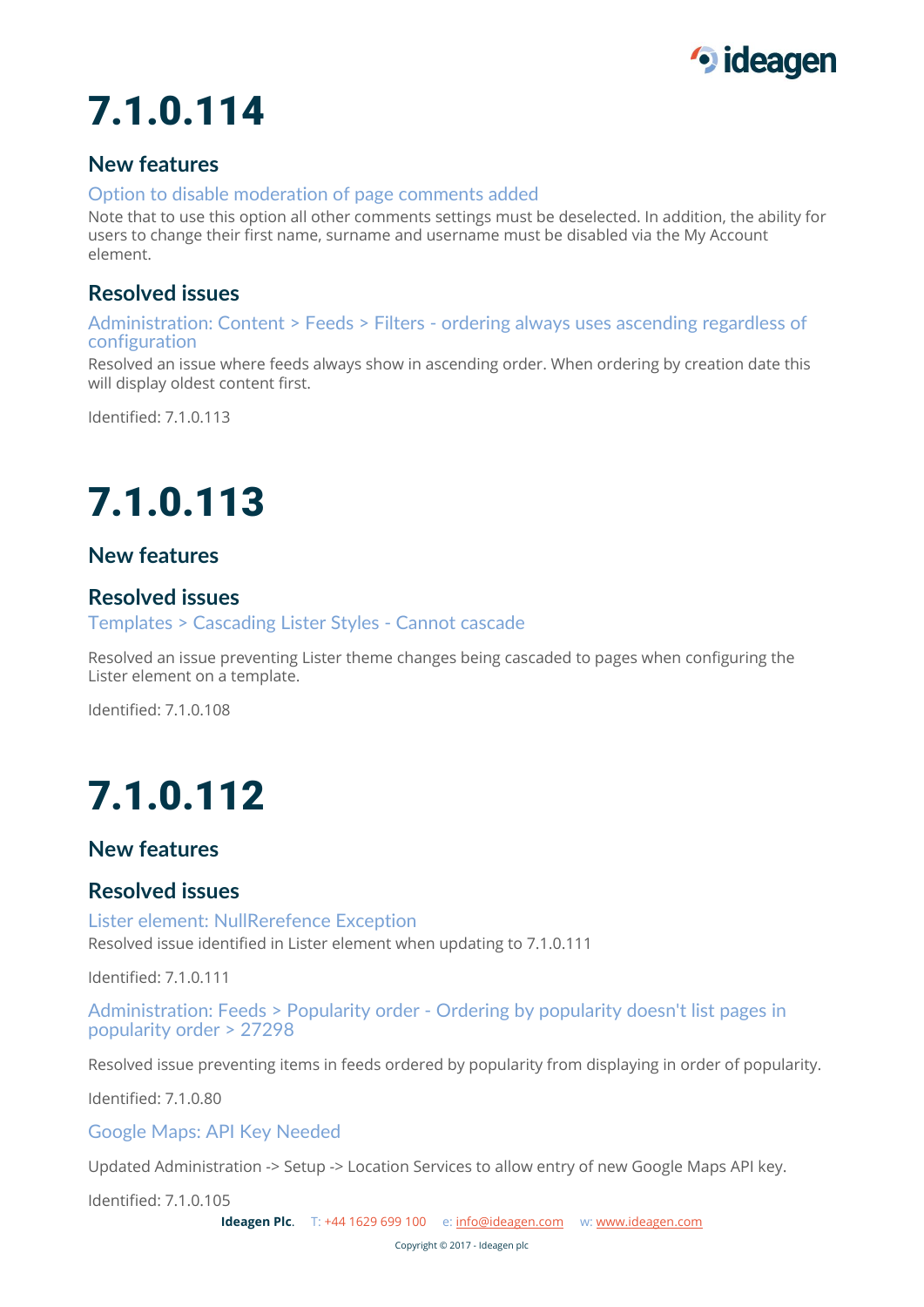# 7.1.0.114

## New features

### Option to disable moderation of page comments added

Note that to use this option all other comments settings must be deselected. In addition, the ability for users to change their first name, surname and username must be disabled via the My Account element.

## Resolved issues

### Administration: Content > Feeds > Filters - ordering always uses ascending regardless of configuration

Resolved an issue where feeds always show in ascending order. When ordering by creation date this will display oldest content first.

Identified: 7.1.0.113

# 7.1.0.113

## New features

## Resolved issues

### Templates > Cascading Lister Styles - Cannot cascade

Resolved an issue preventing Lister theme changes being cascaded to pages when configuring the Lister element on a template.

Identified: 7.1.0.108

# 7.1.0.112

## New features

## Resolved issues

### Lister element: NullRerefence Exception

Resolved issue identified in Lister element when updating to 7.1.0.111

Identified: 7.1.0.111

### Administration: Feeds > Popularity order - Ordering by popularity doesn't list pages in popularity order > 27298

Resolved issue preventing items in feeds ordered by popularity from displaying in order of popularity.

Identified: 7.1.0.80

### Google Maps: API Key Needed

Updated Administration -> Setup -> Location Services to allow entry of new Google Maps API key.

Identified: 7.1.0.105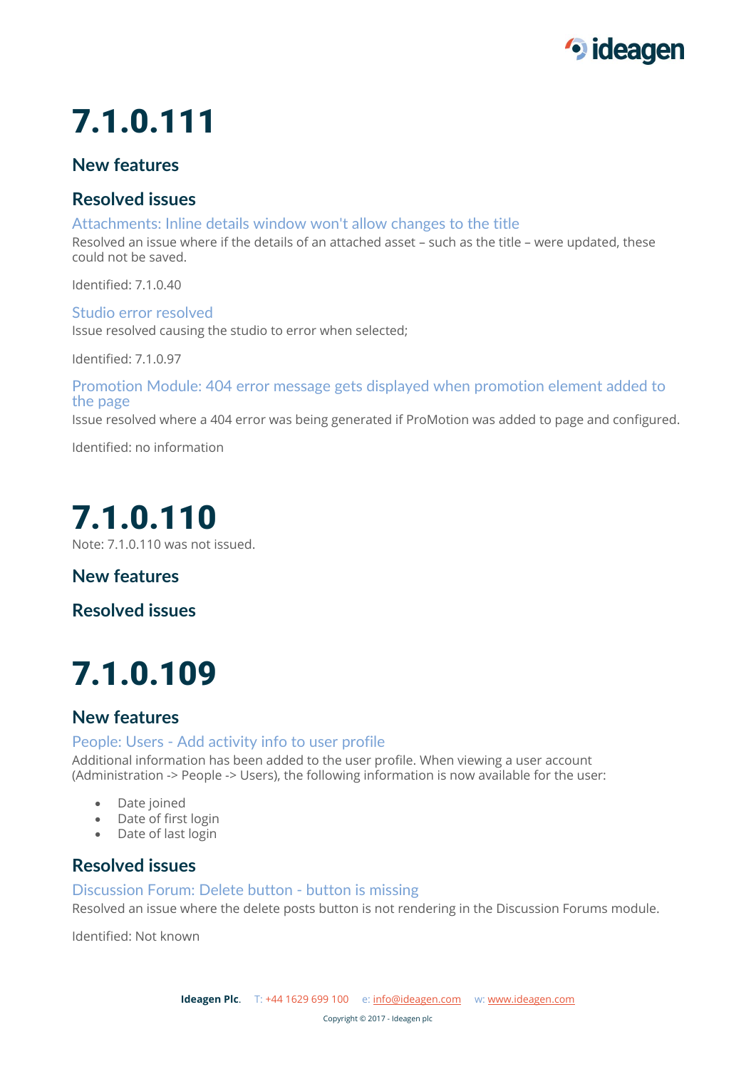# 7.1.0.111

## New features

## Resolved issues

### Attachments: Inline details window won't allow changes to the title

Resolved an issue where if the details of an attached asset – such as the title – were updated, these could not be saved.

Identified: 7.1.0.40

### Studio error resolved

Issue resolved causing the studio to error when selected;

Identified: 7.1.0.97

### Promotion Module: 404 error message gets displayed when promotion element added to the page

Issue resolved where a 404 error was being generated if ProMotion was added to page and configured.

Identified: no information

# 7.1.0.110

Note: 7.1.0.110 was not issued.

## New features

## Resolved issues

# 7.1.0.109

## New features

### People: Users - Add activity info to user profile

Additional information has been added to the user profile. When viewing a user account (Administration -> People -> Users), the following information is now available for the user:

- Date joined
- Date of first login
- Date of last login

## Resolved issues

### Discussion Forum: Delete button - button is missing

Resolved an issue where the delete posts button is not rendering in the Discussion Forums module.

Identified: Not known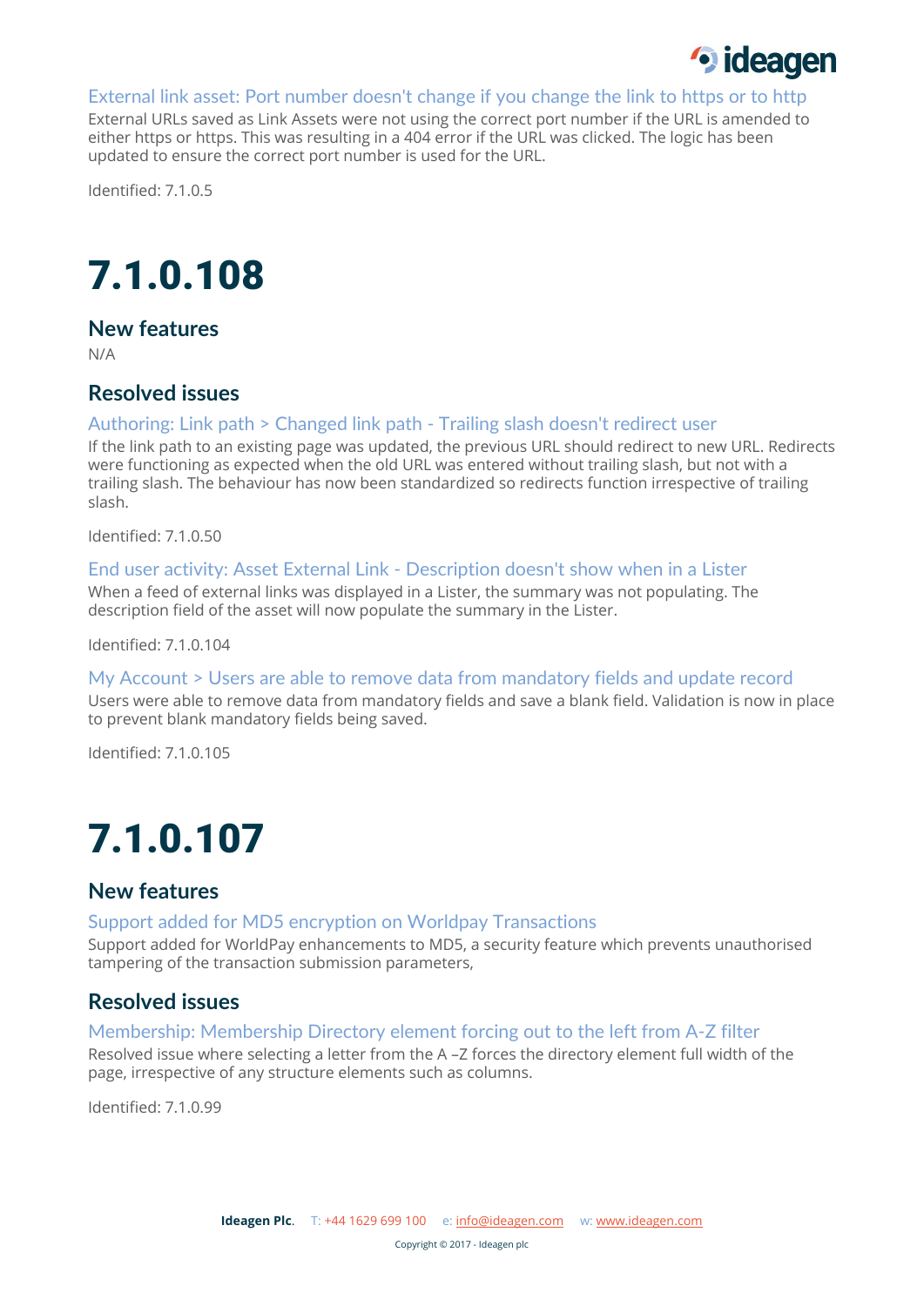### External link asset: Port number doesn't change if you change the link to https or to http

External URLs saved as Link Assets were not using the correct port number if the URL is amended to either https or https. This was resulting in a 404 error if the URL was clicked. The logic has been updated to ensure the correct port number is used for the URL.

Identified: 7.1.0.5

# 7.1.0.108

## New features

N/A

## Resolved issues

### Authoring: Link path > Changed link path - Trailing slash doesn't redirect user

If the link path to an existing page was updated, the previous URL should redirect to new URL. Redirects were functioning as expected when the old URL was entered without trailing slash, but not with a trailing slash. The behaviour has now been standardized so redirects function irrespective of trailing slash.

Identified: 7.1.0.50

### End user activity: Asset External Link - Description doesn't show when in a Lister

When a feed of external links was displayed in a Lister, the summary was not populating. The description field of the asset will now populate the summary in the Lister.

Identified: 7.1.0.104

### My Account > Users are able to remove data from mandatory fields and update record

Users were able to remove data from mandatory fields and save a blank field. Validation is now in place to prevent blank mandatory fields being saved.

Identified: 7.1.0.105

# 7.1.0.107

## New features

### Support added for MD5 encryption on Worldpay Transactions

Support added for WorldPay enhancements to MD5, a security feature which prevents unauthorised tampering of the transaction submission parameters,

## Resolved issues

### Membership: Membership Directory element forcing out to the left from A-Z filter

Resolved issue where selecting a letter from the A –Z forces the directory element full width of the page, irrespective of any structure elements such as columns.

Identified: 7.1.0.99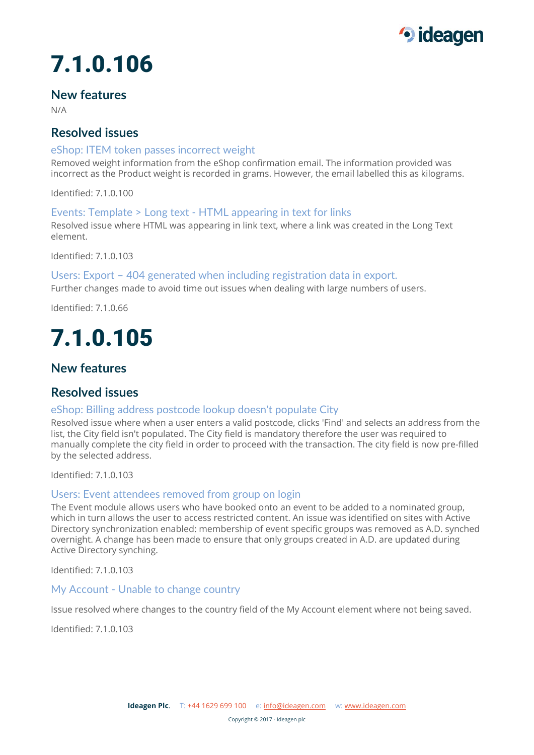# 7.1.0.106

## New features

N/A

## Resolved issues

### eShop: ITEM token passes incorrect weight

Removed weight information from the eShop confirmation email. The information provided was incorrect as the Product weight is recorded in grams. However, the email labelled this as kilograms.

Identified: 7.1.0.100

### Events: Template > Long text - HTML appearing in text for links

Resolved issue where HTML was appearing in link text, where a link was created in the Long Text element.

Identified: 7.1.0.103

### Users: Export – 404 generated when including registration data in export.

Further changes made to avoid time out issues when dealing with large numbers of users.

Identified: 7.1.0.66

# 7.1.0.105

## New features

## Resolved issues

### eShop: Billing address postcode lookup doesn't populate City

Resolved issue where when a user enters a valid postcode, clicks 'Find' and selects an address from the list, the City field isn't populated. The City field is mandatory therefore the user was required to manually complete the city field in order to proceed with the transaction. The city field is now pre-filled by the selected address.

Identified: 7.1.0.103

### Users: Event attendees removed from group on login

The Event module allows users who have booked onto an event to be added to a nominated group, which in turn allows the user to access restricted content. An issue was identified on sites with Active Directory synchronization enabled: membership of event specific groups was removed as A.D. synched overnight. A change has been made to ensure that only groups created in A.D. are updated during Active Directory synching.

Identified: 7.1.0.103

### My Account - Unable to change country

Issue resolved where changes to the country field of the My Account element where not being saved.

Identified: 7.1.0.103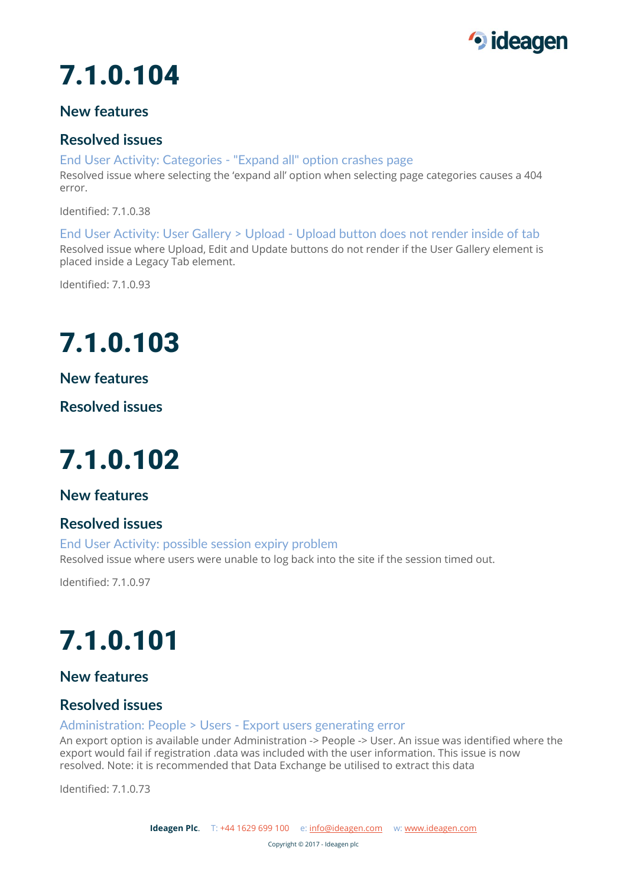# 7.1.0.104

## New features

## Resolved issues

### End User Activity: Categories - "Expand all" option crashes page

Resolved issue where selecting the 'expand all' option when selecting page categories causes a 404 error.

Identified: 7.1.0.38

### End User Activity: User Gallery > Upload - Upload button does not render inside of tab

Resolved issue where Upload, Edit and Update buttons do not render if the User Gallery element is placed inside a Legacy Tab element.

Identified: 7.1.0.93

# 7.1.0.103

## New features

## Resolved issues

# 7.1.0.102

## New features

## Resolved issues

### End User Activity: possible session expiry problem

Resolved issue where users were unable to log back into the site if the session timed out.

Identified: 7.1.0.97

# 7.1.0.101

## New features

## Resolved issues

### Administration: People > Users - Export users generating error

An export option is available under Administration -> People -> User. An issue was identified where the export would fail if registration .data was included with the user information. This issue is now resolved. Note: it is recommended that Data Exchange be utilised to extract this data

Identified: 7.1.0.73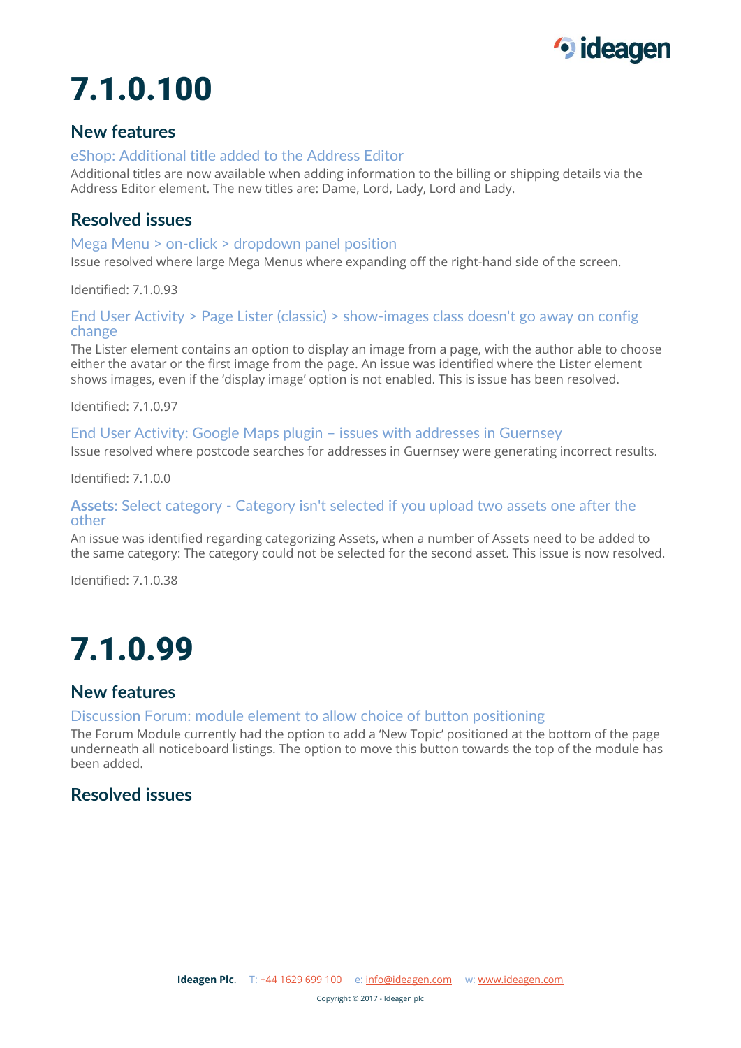# 7.1.0.100

## New features

### eShop: Additional title added to the Address Editor

Additional titles are now available when adding information to the billing or shipping details via the Address Editor element. The new titles are: Dame, Lord, Lady, Lord and Lady.

## Resolved issues

### Mega Menu > on-click > dropdown panel position

Issue resolved where large Mega Menus where expanding off the right-hand side of the screen.

Identified: 7.1.0.93

### End User Activity > Page Lister (classic) > show-images class doesn't go away on config change

The Lister element contains an option to display an image from a page, with the author able to choose either the avatar or the first image from the page. An issue was identified where the Lister element shows images, even if the 'display image' option is not enabled. This is issue has been resolved.

Identified: 7.1.0.97

### End User Activity: Google Maps plugin – issues with addresses in Guernsey

Issue resolved where postcode searches for addresses in Guernsey were generating incorrect results.

Identified: 7.1.0.0

### **Assets:** Select category - Category isn't selected if you upload two assets one after the other

An issue was identified regarding categorizing Assets, when a number of Assets need to be added to the same category: The category could not be selected for the second asset. This issue is now resolved.

Identified: 7.1.0.38

# 7.1.0.99

## New features

### Discussion Forum: module element to allow choice of button positioning

The Forum Module currently had the option to add a 'New Topic' positioned at the bottom of the page underneath all noticeboard listings. The option to move this button towards the top of the module has been added.

## Resolved issues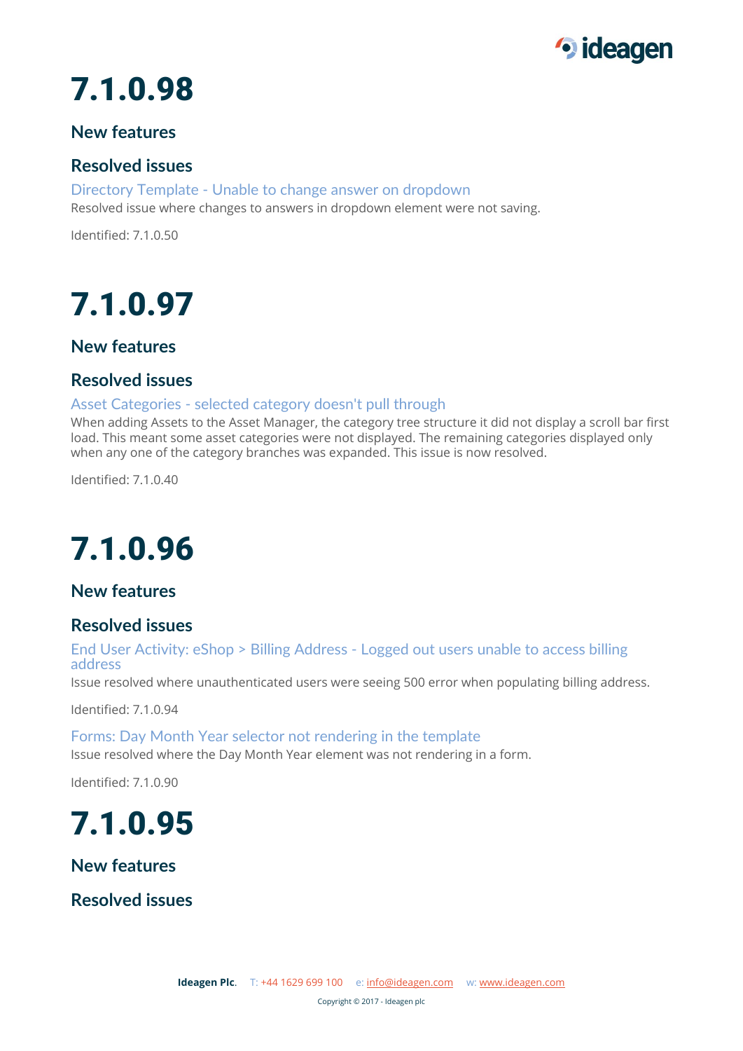# 7.1.0.98

## New features

## Resolved issues

### Directory Template - Unable to change answer on dropdown

Resolved issue where changes to answers in dropdown element were not saving.

Identified: 7.1.0.50

# 7.1.0.97

## New features

## Resolved issues

### Asset Categories - selected category doesn't pull through

When adding Assets to the Asset Manager, the category tree structure it did not display a scroll bar first load. This meant some asset categories were not displayed. The remaining categories displayed only when any one of the category branches was expanded. This issue is now resolved.

Identified: 7.1.0.40

# 7.1.0.96

## New features

## Resolved issues

### End User Activity: eShop > Billing Address - Logged out users unable to access billing address

Issue resolved where unauthenticated users were seeing 500 error when populating billing address.

Identified: 7.1.0.94

### Forms: Day Month Year selector not rendering in the template

Issue resolved where the Day Month Year element was not rendering in a form.

Identified: 7.1.0.90

# 7.1.0.95

## New features

## Resolved issues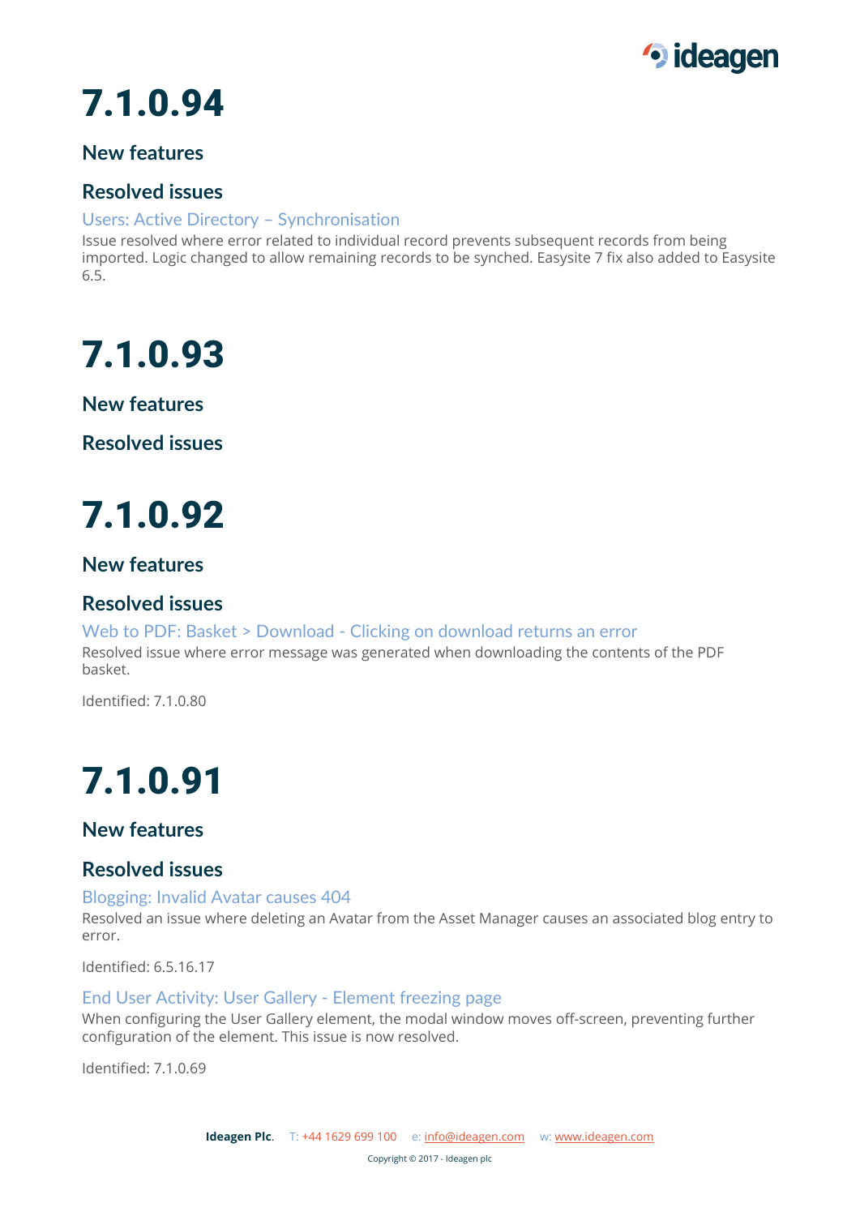# 7.1.0.94

## New features

## Resolved issues

### Users: Active Directory – Synchronisation

Issue resolved where error related to individual record prevents subsequent records from being imported. Logic changed to allow remaining records to be synched. Easysite 7 fix also added to Easysite 6.5.

# 7.1.0.93

## New features

## Resolved issues

# 7.1.0.92

## New features

## Resolved issues

### Web to PDF: Basket > Download - Clicking on download returns an error

Resolved issue where error message was generated when downloading the contents of the PDF basket.

Identified: 7.1.0.80

# 7.1.0.91

## New features

## Resolved issues

### Blogging: Invalid Avatar causes 404

Resolved an issue where deleting an Avatar from the Asset Manager causes an associated blog entry to error.

Identified: 6.5.16.17

### End User Activity: User Gallery - Element freezing page

When configuring the User Gallery element, the modal window moves off-screen, preventing further configuration of the element. This issue is now resolved.

Identified: 7.1.0.69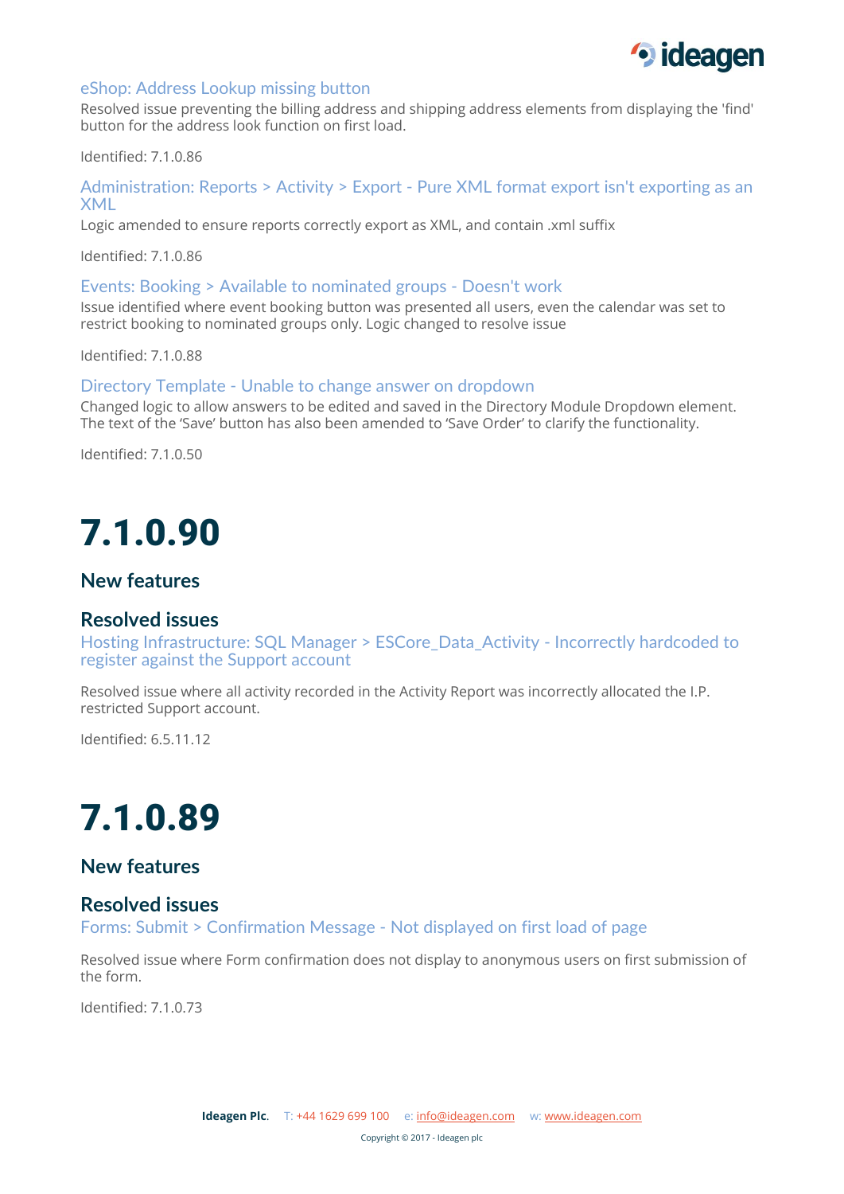### eShop: Address Lookup missing button

Resolved issue preventing the billing address and shipping address elements from displaying the 'find' button for the address look function on first load.

Identified: 7.1.0.86

### Administration: Reports > Activity > Export - Pure XML format export isn't exporting as an XML

Logic amended to ensure reports correctly export as XML, and contain .xml suffix

Identified: 7.1.0.86

### Events: Booking > Available to nominated groups - Doesn't work

Issue identified where event booking button was presented all users, even the calendar was set to restrict booking to nominated groups only. Logic changed to resolve issue

Identified: 7.1.0.88

### Directory Template - Unable to change answer on dropdown

Changed logic to allow answers to be edited and saved in the Directory Module Dropdown element. The text of the 'Save' button has also been amended to 'Save Order' to clarify the functionality.

Identified: 7.1.0.50

# 7.1.0.90

## New features

## Resolved issues

### Hosting Infrastructure: SQL Manager > ESCore_Data_Activity - Incorrectly hardcoded to register against the Support account

Resolved issue where all activity recorded in the Activity Report was incorrectly allocated the I.P. restricted Support account.

Identified: 6.5.11.12

# 7.1.0.89

## New features

## Resolved issues

### Forms: Submit > Confirmation Message - Not displayed on first load of page

Resolved issue where Form confirmation does not display to anonymous users on first submission of the form.

Identified: 7.1.0.73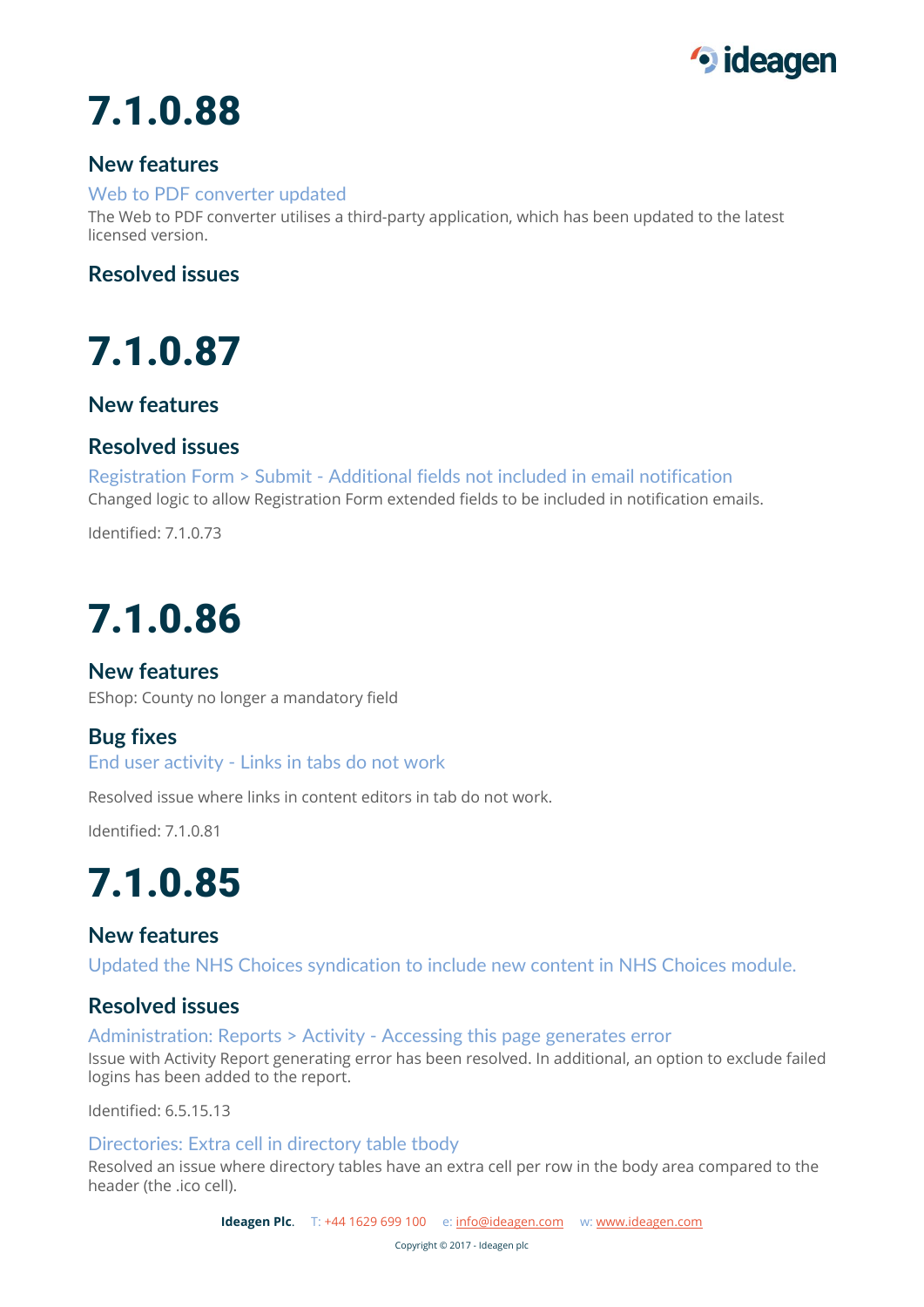# 7.1.0.88

## New features

### Web to PDF converter updated

The Web to PDF converter utilises a third-party application, which has been updated to the latest licensed version.

## Resolved issues

# 7.1.0.87

## New features

## Resolved issues

### Registration Form > Submit - Additional fields not included in email notification

Changed logic to allow Registration Form extended fields to be included in notification emails.

Identified: 7.1.0.73

# 7.1.0.86

## New features

EShop: County no longer a mandatory field

## Bug fixes

### End user activity - Links in tabs do not work

Resolved issue where links in content editors in tab do not work.

Identified: 7.1.0.81

# 7.1.0.85

## New features

### Updated the NHS Choices syndication to include new content in NHS Choices module.

## Resolved issues

### Administration: Reports > Activity - Accessing this page generates error

Issue with Activity Report generating error has been resolved. In additional, an option to exclude failed logins has been added to the report.

Identified: 6.5.15.13

### Directories: Extra cell in directory table tbody

Resolved an issue where directory tables have an extra cell per row in the body area compared to the header (the .ico cell).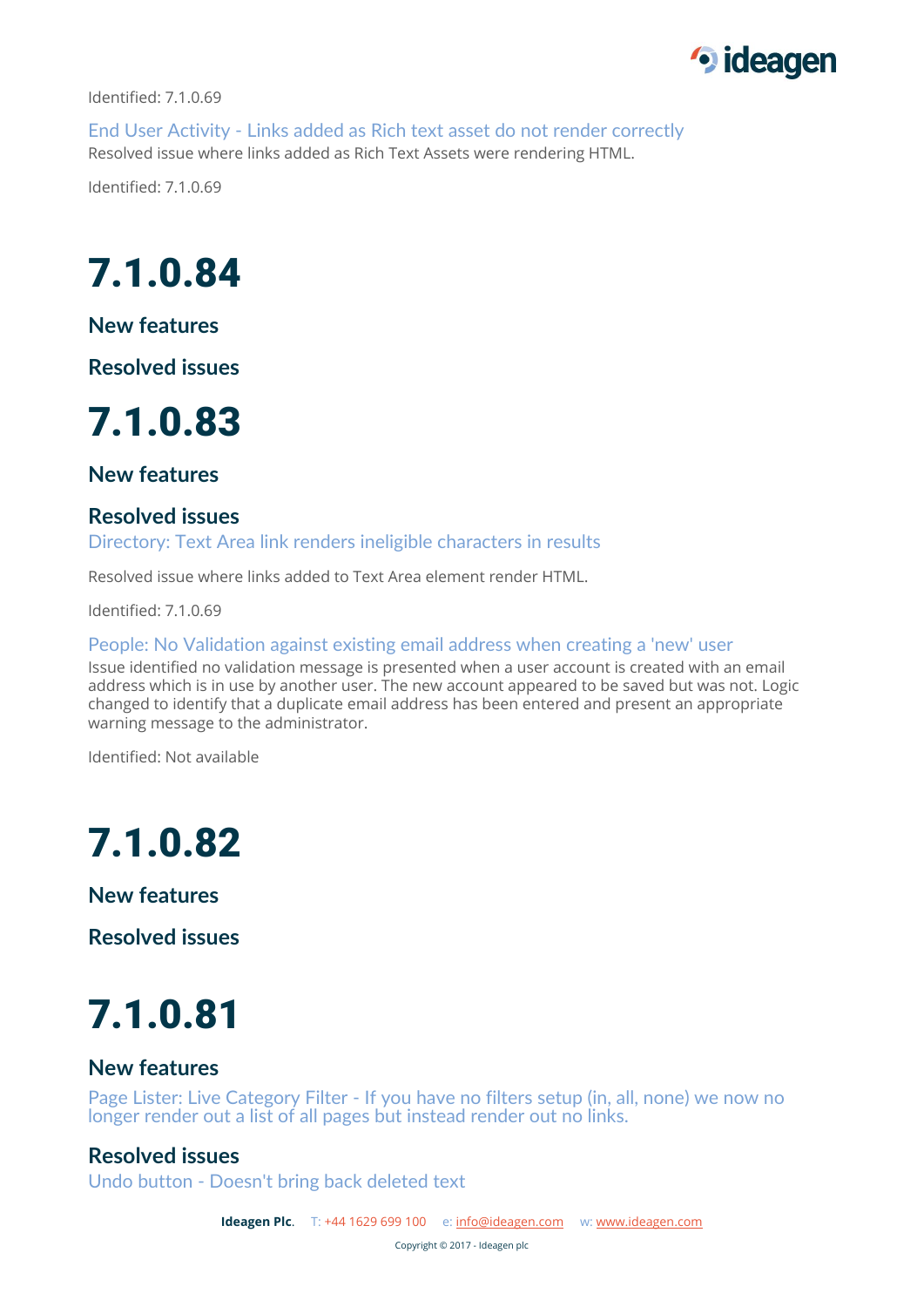Identified: 7.1.0.69

### End User Activity - Links added as Rich text asset do not render correctly

Resolved issue where links added as Rich Text Assets were rendering HTML.

Identified: 7.1.0.69

# 7.1.0.84

## New features

## Resolved issues

# 7.1.0.83

## New features

## Resolved issues

### Directory: Text Area link renders ineligible characters in results

Resolved issue where links added to Text Area element render HTML.

Identified: 7.1.0.69

### People: No Validation against existing email address when creating a 'new' user

Issue identified no validation message is presented when a user account is created with an email address which is in use by another user. The new account appeared to be saved but was not. Logic changed to identify that a duplicate email address has been entered and present an appropriate warning message to the administrator.

Identified: Not available

# 7.1.0.82

## New features

## Resolved issues

# 7.1.0.81

## New features

### Page Lister: Live Category Filter - If you have no filters setup (in, all, none) we now no longer render out a list of all pages but instead render out no links.

## Resolved issues

### Undo button - Doesn't bring back deleted text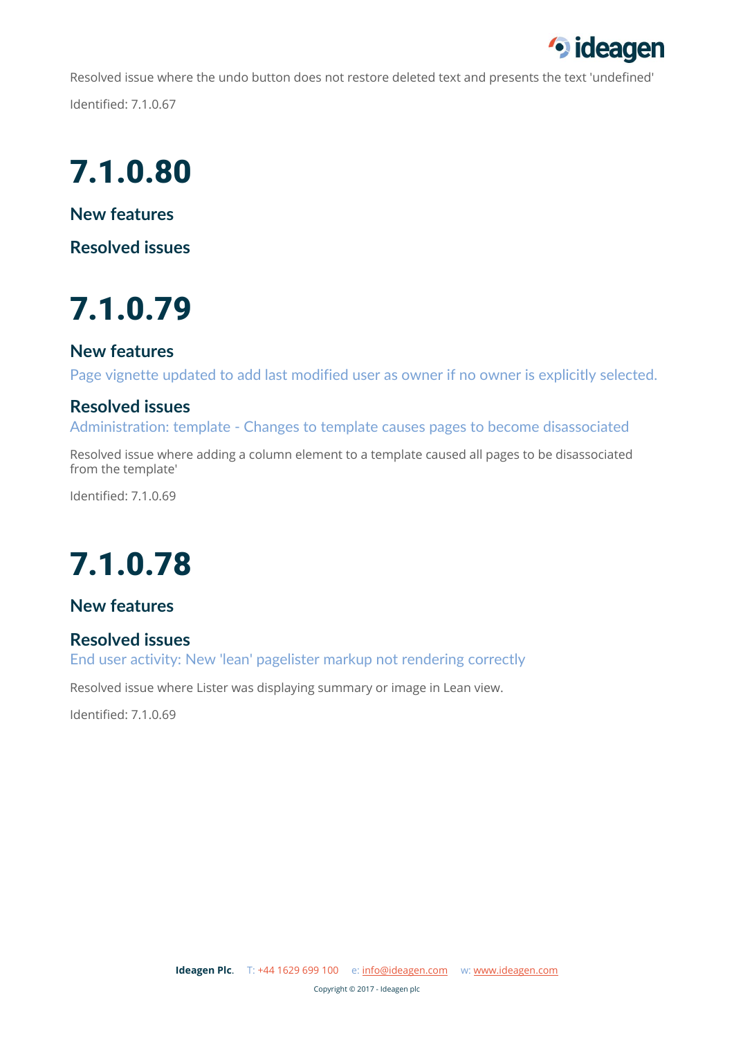Resolved issue where the undo button does not restore deleted text and presents the text 'undefined'

Identified: 7.1.0.67

# 7.1.0.80

## New features

## Resolved issues

# 7.1.0.79

## New features

Page vignette updated to add last modified user as owner if no owner is explicitly selected.

## Resolved issues

Administration: template - Changes to template causes pages to become disassociated

Resolved issue where adding a column element to a template caused all pages to be disassociated from the template'

Identified: 7.1.0.69

# 7.1.0.78

## New features

## Resolved issues

End user activity: New 'lean' pagelister markup not rendering correctly

Resolved issue where Lister was displaying summary or image in Lean view.

Identified: 7.1.0.69